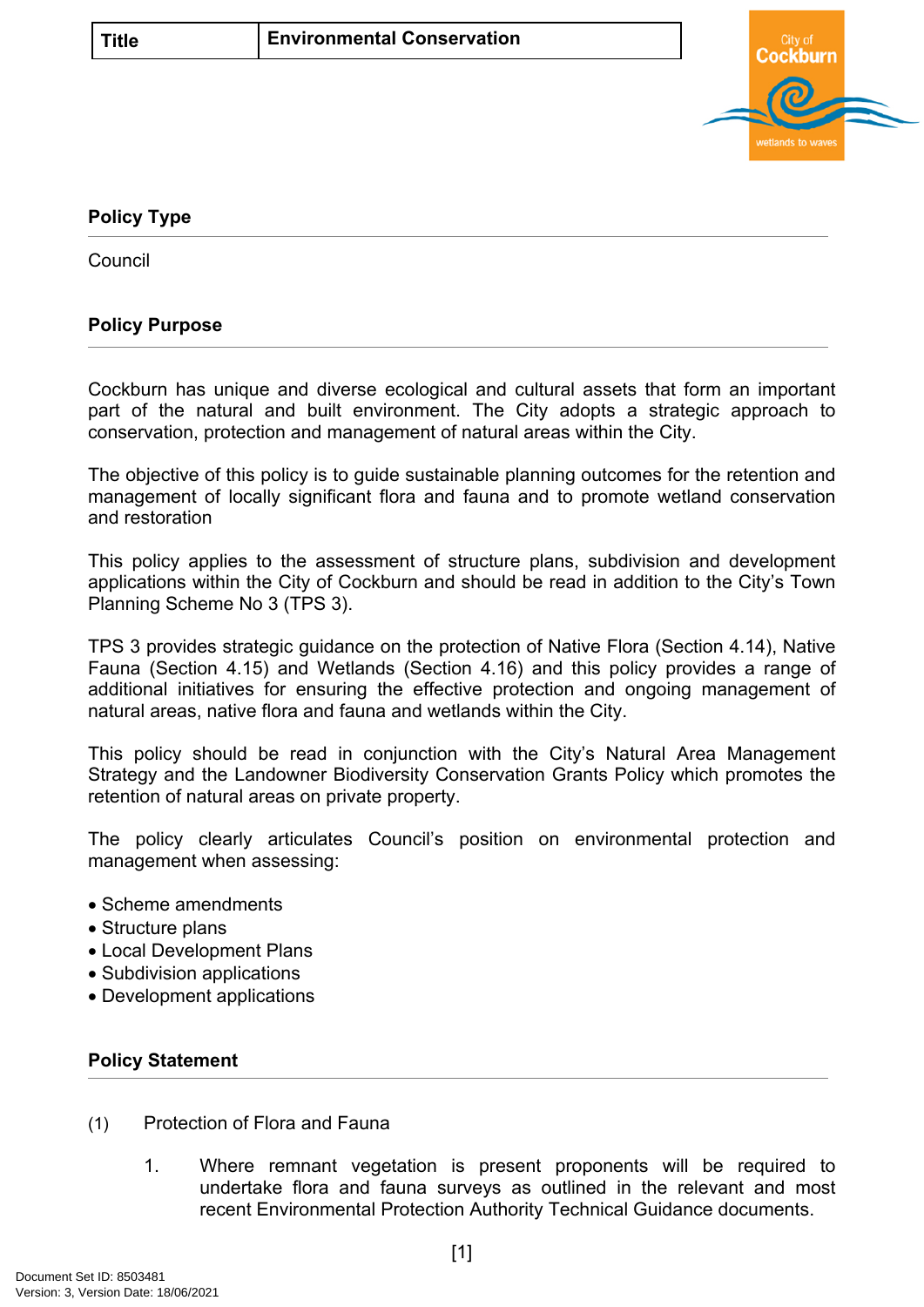| Title | Environmental Conservation |
|---|---|

## Policy Type

Council

## Policy Purpose

Cockburn has unique and diverse ecological and cultural assets that form an important part of the natural and built environment. The City adopts a strategic approach to conservation, protection and management of natural areas within the City.

The objective of this policy is to guide sustainable planning outcomes for the retention and management of locally significant flora and fauna and to promote wetland conservation and restoration

This policy applies to the assessment of structure plans, subdivision and development applications within the City of Cockburn and should be read in addition to the City's Town Planning Scheme No 3 (TPS 3).

TPS 3 provides strategic guidance on the protection of Native Flora (Section 4.14), Native Fauna (Section 4.15) and Wetlands (Section 4.16) and this policy provides a range of additional initiatives for ensuring the effective protection and ongoing management of natural areas, native flora and fauna and wetlands within the City.

This policy should be read in conjunction with the City's Natural Area Management Strategy and the Landowner Biodiversity Conservation Grants Policy which promotes the retention of natural areas on private property.

The policy clearly articulates Council's position on environmental protection and management when assessing:

- Scheme amendments
- Structure plans
- Local Development Plans
- Subdivision applications
- Development applications

## Policy Statement

(1) Protection of Flora and Fauna

1. Where remnant vegetation is present proponents will be required to undertake flora and fauna surveys as outlined in the relevant and most recent Environmental Protection Authority Technical Guidance documents.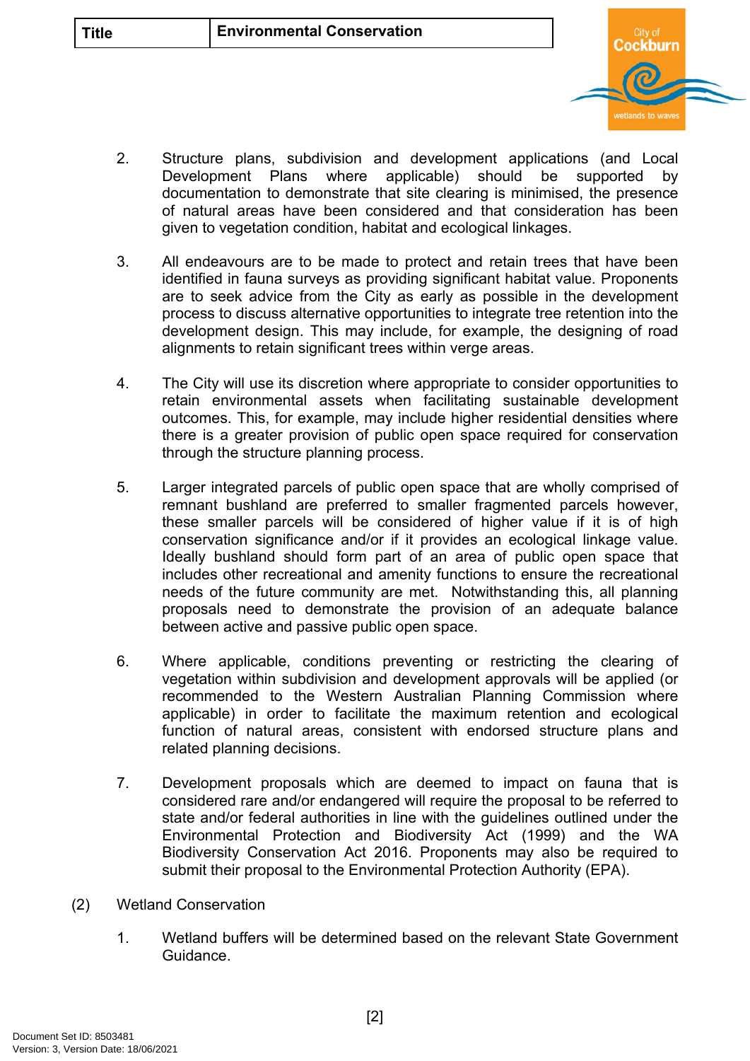2. Structure plans, subdivision and development applications (and Local Development Plans where applicable) should be supported by documentation to demonstrate that site clearing is minimised, the presence of natural areas have been considered and that consideration has been given to vegetation condition, habitat and ecological linkages.

3. All endeavours are to be made to protect and retain trees that have been identified in fauna surveys as providing significant habitat value. Proponents are to seek advice from the City as early as possible in the development process to discuss alternative opportunities to integrate tree retention into the development design. This may include, for example, the designing of road alignments to retain significant trees within verge areas.

4. The City will use its discretion where appropriate to consider opportunities to retain environmental assets when facilitating sustainable development outcomes. This, for example, may include higher residential densities where there is a greater provision of public open space required for conservation through the structure planning process.

5. Larger integrated parcels of public open space that are wholly comprised of remnant bushland are preferred to smaller fragmented parcels however, these smaller parcels will be considered of higher value if it is of high conservation significance and/or if it provides an ecological linkage value. Ideally bushland should form part of an area of public open space that includes other recreational and amenity functions to ensure the recreational needs of the future community are met. Notwithstanding this, all planning proposals need to demonstrate the provision of an adequate balance between active and passive public open space.

6. Where applicable, conditions preventing or restricting the clearing of vegetation within subdivision and development approvals will be applied (or recommended to the Western Australian Planning Commission where applicable) in order to facilitate the maximum retention and ecological function of natural areas, consistent with endorsed structure plans and related planning decisions.

7. Development proposals which are deemed to impact on fauna that is considered rare and/or endangered will require the proposal to be referred to state and/or federal authorities in line with the guidelines outlined under the Environmental Protection and Biodiversity Act (1999) and the WA Biodiversity Conservation Act 2016. Proponents may also be required to submit their proposal to the Environmental Protection Authority (EPA).

(2) Wetland Conservation

1. Wetland buffers will be determined based on the relevant State Government Guidance.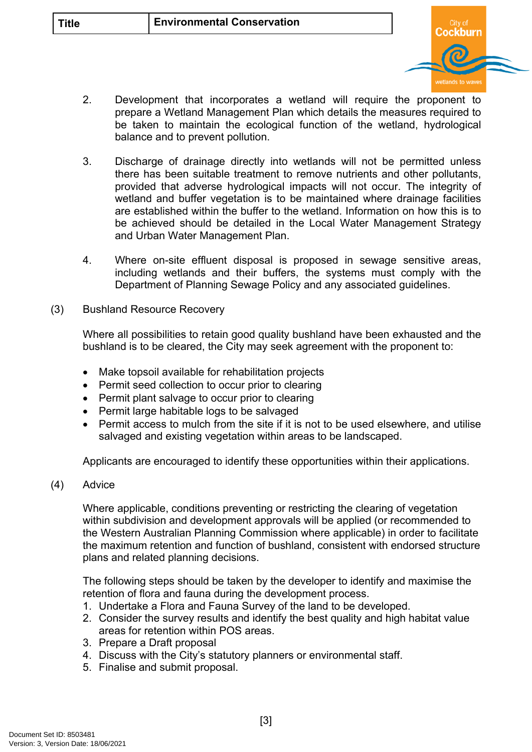2. Development that incorporates a wetland will require the proponent to prepare a Wetland Management Plan which details the measures required to be taken to maintain the ecological function of the wetland, hydrological balance and to prevent pollution.

3. Discharge of drainage directly into wetlands will not be permitted unless there has been suitable treatment to remove nutrients and other pollutants, provided that adverse hydrological impacts will not occur. The integrity of wetland and buffer vegetation is to be maintained where drainage facilities are established within the buffer to the wetland. Information on how this is to be achieved should be detailed in the Local Water Management Strategy and Urban Water Management Plan.

4. Where on-site effluent disposal is proposed in sewage sensitive areas, including wetlands and their buffers, the systems must comply with the Department of Planning Sewage Policy and any associated guidelines.

(3) Bushland Resource Recovery

Where all possibilities to retain good quality bushland have been exhausted and the bushland is to be cleared, the City may seek agreement with the proponent to:

- Make topsoil available for rehabilitation projects
- Permit seed collection to occur prior to clearing
- Permit plant salvage to occur prior to clearing
- Permit large habitable logs to be salvaged
- Permit access to mulch from the site if it is not to be used elsewhere, and utilise salvaged and existing vegetation within areas to be landscaped.

Applicants are encouraged to identify these opportunities within their applications.

(4) Advice

Where applicable, conditions preventing or restricting the clearing of vegetation within subdivision and development approvals will be applied (or recommended to the Western Australian Planning Commission where applicable) in order to facilitate the maximum retention and function of bushland, consistent with endorsed structure plans and related planning decisions.

The following steps should be taken by the developer to identify and maximise the retention of flora and fauna during the development process.

1. Undertake a Flora and Fauna Survey of the land to be developed.
2. Consider the survey results and identify the best quality and high habitat value areas for retention within POS areas.
3. Prepare a Draft proposal
4. Discuss with the City's statutory planners or environmental staff.
5. Finalise and submit proposal.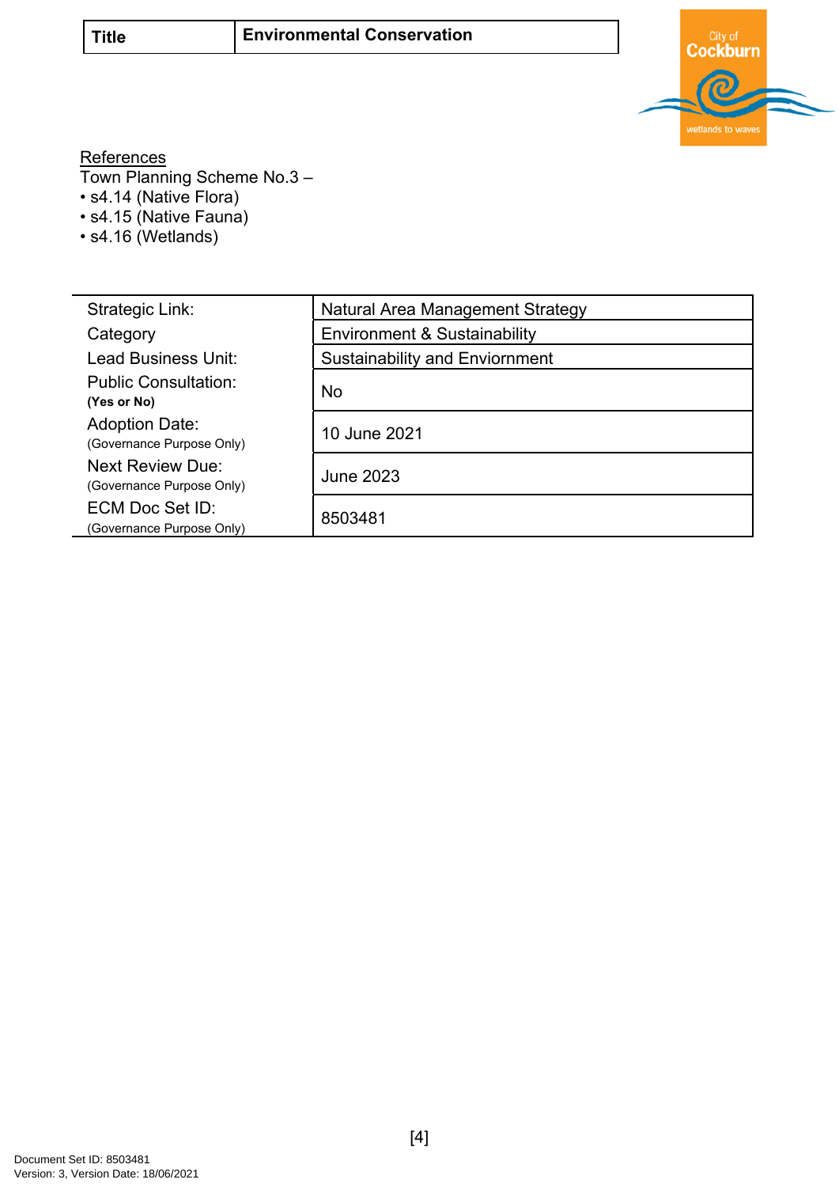| Title | Environmental Conservation |
|---|---|

References
Town Planning Scheme No.3 –
- s4.14 (Native Flora)
- s4.15 (Native Fauna)
- s4.16 (Wetlands)

| | |
|---|---|
| Strategic Link: | Natural Area Management Strategy |
| Category | Environment & Sustainability |
| Lead Business Unit: | Sustainability and Enviornment |
| Public Consultation: **(Yes or No)** | No |
| Adoption Date: (Governance Purpose Only) | 10 June 2021 |
| Next Review Due: (Governance Purpose Only) | June 2023 |
| ECM Doc Set ID: (Governance Purpose Only) | 8503481 |

Document Set ID: 8503481
Version: 3, Version Date: 18/06/2021